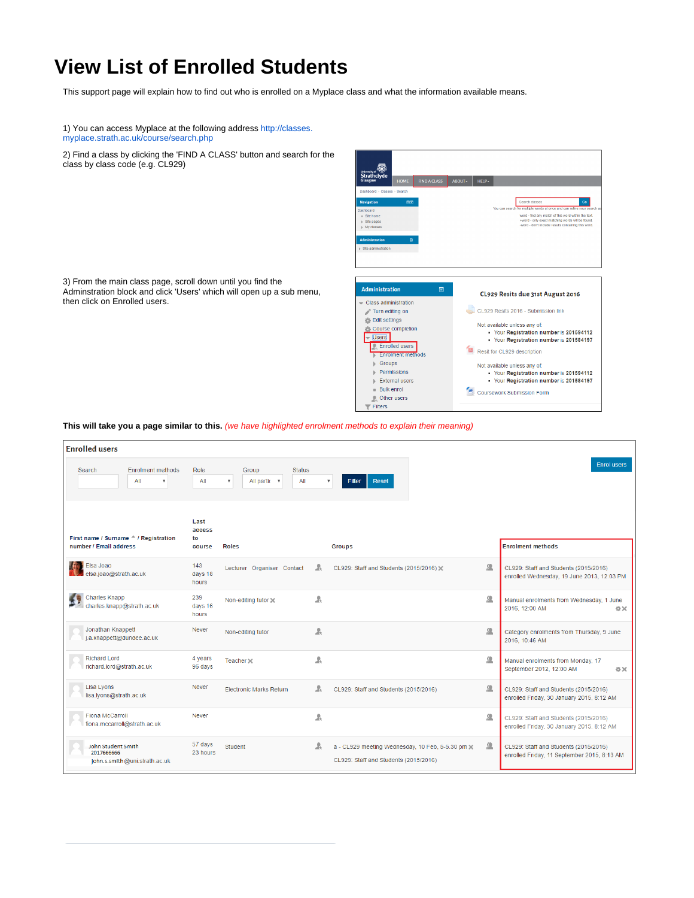# View List of Enrolled Students

This support page will explain how to find out who is enrolled on a Myplace class and what the information available means.

1) You can access Myplace at the following address http://classes.myplace.strath.ac.uk/course/search.php

2) Find a class by clicking the 'FIND A CLASS' button and search for the class by class code (e.g. CL929)

3) From the main class page, scroll down until you find the Adminstration block and click 'Users' which will open up a sub menu, then click on Enrolled users.

**This will take you a page similar to this.** *(we have highlighted enrolment methods to explain their meaning)*

**Enrolled users**

| First name / Surname / Registration number / Email address | Last access to course | Roles | Groups | Enrolment methods |
|---|---|---|---|---|
| Elsa Joao elsa.joao@strath.ac.uk | 143 days 18 hours | Lecturer Organiser Contact | CL929: Staff and Students (2015/2016) | CL929: Staff and Students (2015/2016) enrolled Wednesday, 19 June 2013, 12:03 PM |
| Charles Knapp charles.knapp@strath.ac.uk | 239 days 16 hours | Non-editing tutor | | Manual enrolments from Wednesday, 1 June 2016, 12:00 AM |
| Jonathan Knappett j.a.knappett@dundee.ac.uk | Never | Non-editing tutor | | Category enrolments from Thursday, 9 June 2016, 10:46 AM |
| Richard Lord richard.lord@strath.ac.uk | 4 years 95 days | Teacher | | Manual enrolments from Monday, 17 September 2012, 12:00 AM |
| Lisa Lyons lisa.lyons@strath.ac.uk | Never | Electronic Marks Return | CL929: Staff and Students (2015/2016) | CL929: Staff and Students (2015/2016) enrolled Friday, 30 January 2015, 8:12 AM |
| Fiona McCarroll fiona.mccarroll@strath.ac.uk | Never | | | CL929: Staff and Students (2015/2016) enrolled Friday, 30 January 2015, 8:12 AM |
| John Student Smith 2017666666 john.s.smith@uni.strath.ac.uk | 57 days 23 hours | Student | a - CL929 meeting Wednesday, 10 Feb, 5-5.30 pm; CL929: Staff and Students (2015/2016) | CL929: Staff and Students (2015/2016) enrolled Friday, 11 September 2015, 8:13 AM |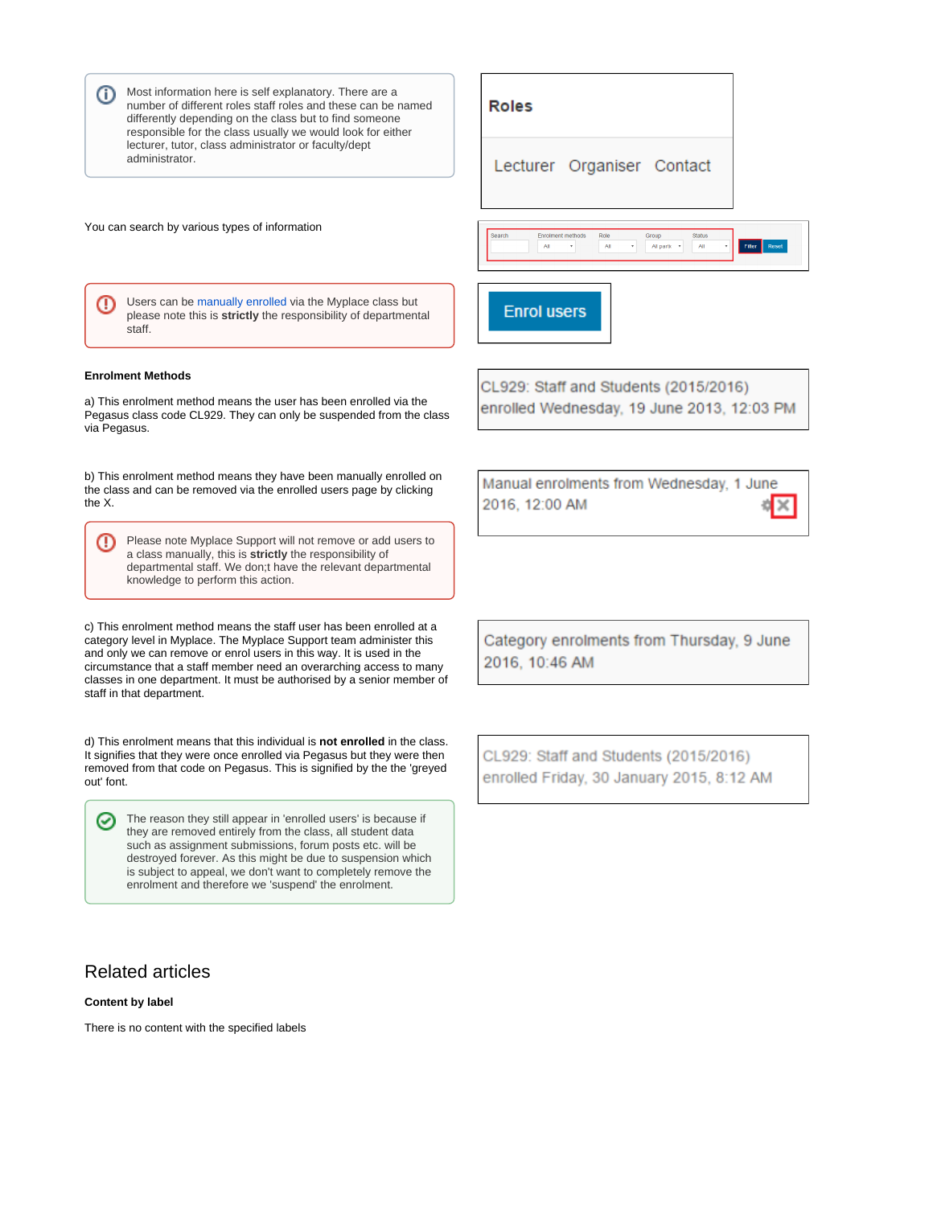Most information here is self explanatory. There are a number of different roles staff roles and these can be named differently depending on the class but to find someone responsible for the class usually we would look for either lecturer, tutor, class administrator or faculty/dept administrator.

**Roles**

Lecturer Organiser Contact

You can search by various types of information

Search | Enrolment methods | Role | Group | Status | Filter | Reset

Users can be manually enrolled via the Myplace class but please note this is **strictly** the responsibility of departmental staff.

Enrol users

**Enrolment Methods**

a) This enrolment method means the user has been enrolled via the Pegasus class code CL929. They can only be suspended from the class via Pegasus.

CL929: Staff and Students (2015/2016) enrolled Wednesday, 19 June 2013, 12:03 PM

b) This enrolment method means they have been manually enrolled on the class and can be removed via the enrolled users page by clicking the X.

Manual enrolments from Wednesday, 1 June 2016, 12:00 AM

Please note Myplace Support will not remove or add users to a class manually, this is **strictly** the responsibility of departmental staff. We don;t have the relevant departmental knowledge to perform this action.

c) This enrolment method means the staff user has been enrolled at a category level in Myplace. The Myplace Support team administer this and only we can remove or enrol users in this way. It is used in the circumstance that a staff member need an overarching access to many classes in one department. It must be authorised by a senior member of staff in that department.

Category enrolments from Thursday, 9 June 2016, 10:46 AM

d) This enrolment means that this individual is **not enrolled** in the class. It signifies that they were once enrolled via Pegasus but they were then removed from that code on Pegasus. This is signified by the the 'greyed out' font.

CL929: Staff and Students (2015/2016) enrolled Friday, 30 January 2015, 8:12 AM

The reason they still appear in 'enrolled users' is because if they are removed entirely from the class, all student data such as assignment submissions, forum posts etc. will be destroyed forever. As this might be due to suspension which is subject to appeal, we don't want to completely remove the enrolment and therefore we 'suspend' the enrolment.

## Related articles

**Content by label**

There is no content with the specified labels